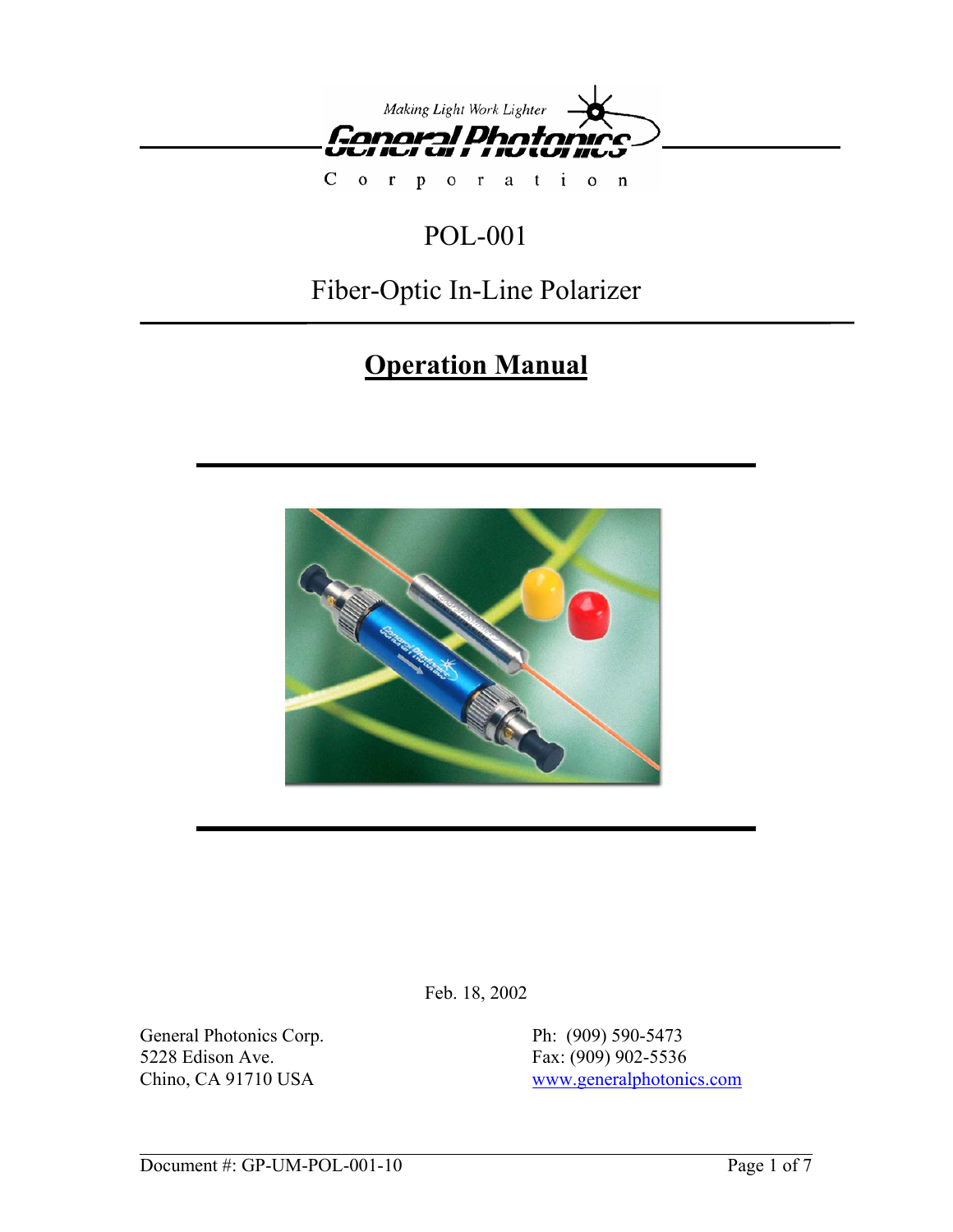Making Light Work Lighter

**General Photonics Corporation**

# POL-001

## Fiber-Optic In-Line Polarizer

## **Operation Manual**

Feb. 18, 2002

General Photonics Corp.
5228 Edison Ave.
Chino, CA 91710 USA

Ph: (909) 590-5473
Fax: (909) 902-5536
www.generalphotonics.com

Document #: GP-UM-POL-001-10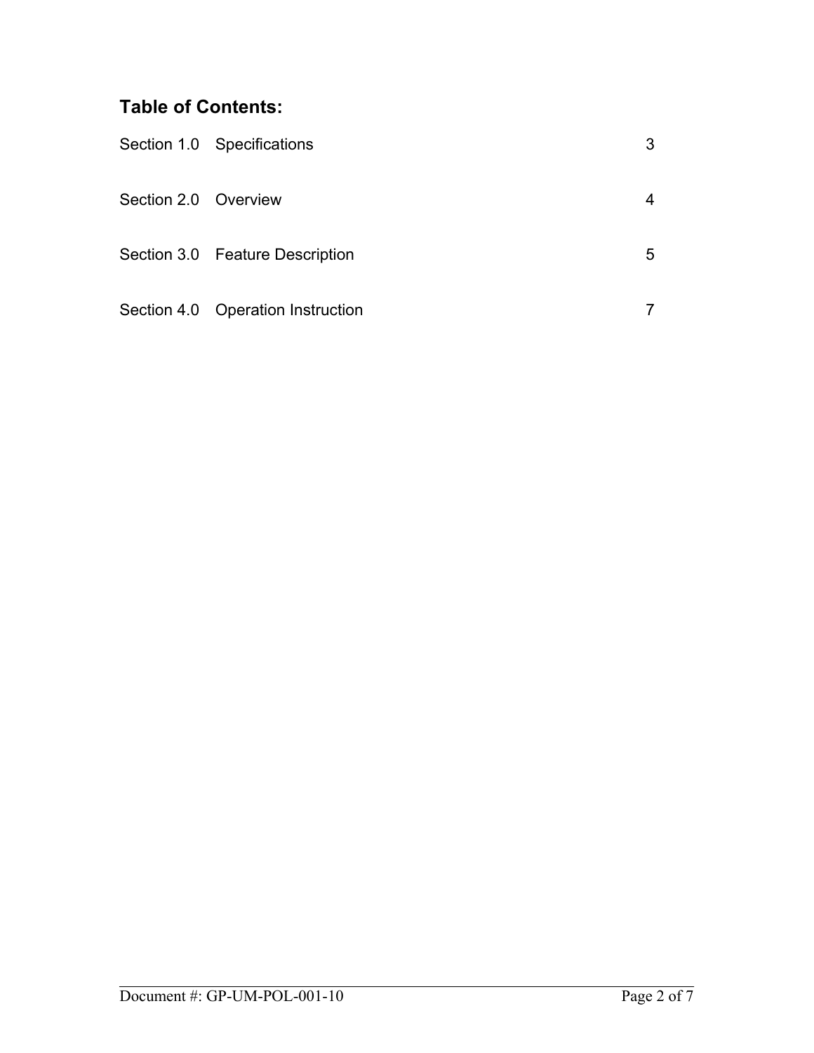## Table of Contents:

| Section | Title | Page |
|---|---|---|
| Section 1.0 | Specifications | 3 |
| Section 2.0 | Overview | 4 |
| Section 3.0 | Feature Description | 5 |
| Section 4.0 | Operation Instruction | 7 |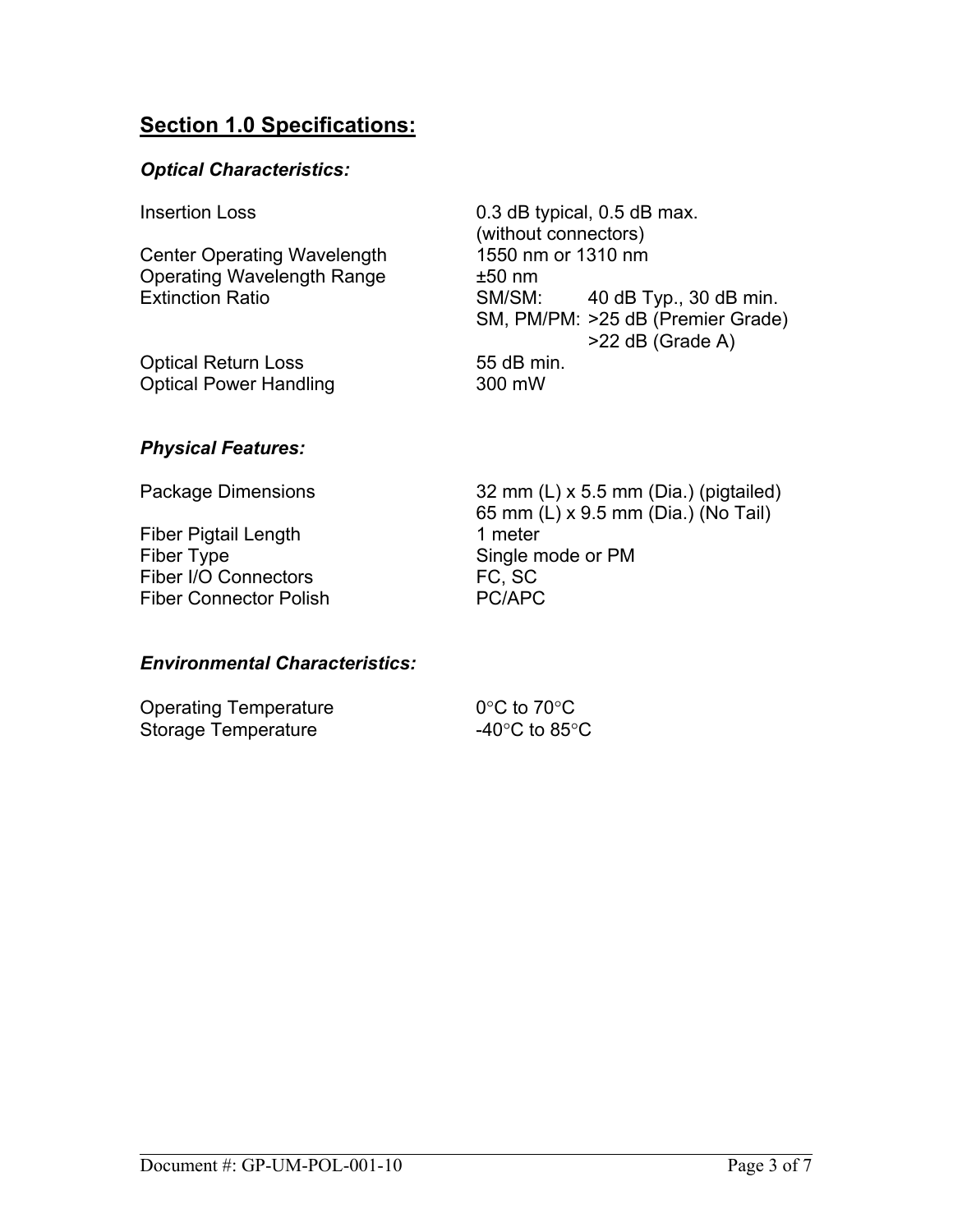## **Section 1.0 Specifications:**

### ***Optical Characteristics:***

| | |
|---|---|
| Insertion Loss | 0.3 dB typical, 0.5 dB max. (without connectors) |
| Center Operating Wavelength | 1550 nm or 1310 nm |
| Operating Wavelength Range | ±50 nm |
| Extinction Ratio | SM/SM: 40 dB Typ., 30 dB min.<br>SM, PM/PM: >25 dB (Premier Grade)<br>>22 dB (Grade A) |
| Optical Return Loss | 55 dB min. |
| Optical Power Handling | 300 mW |

### ***Physical Features:***

| | |
|---|---|
| Package Dimensions | 32 mm (L) x 5.5 mm (Dia.) (pigtailed)<br>65 mm (L) x 9.5 mm (Dia.) (No Tail) |
| Fiber Pigtail Length | 1 meter |
| Fiber Type | Single mode or PM |
| Fiber I/O Connectors | FC, SC |
| Fiber Connector Polish | PC/APC |

### ***Environmental Characteristics:***

| | |
|---|---|
| Operating Temperature | 0°C to 70°C |
| Storage Temperature | -40°C to 85°C |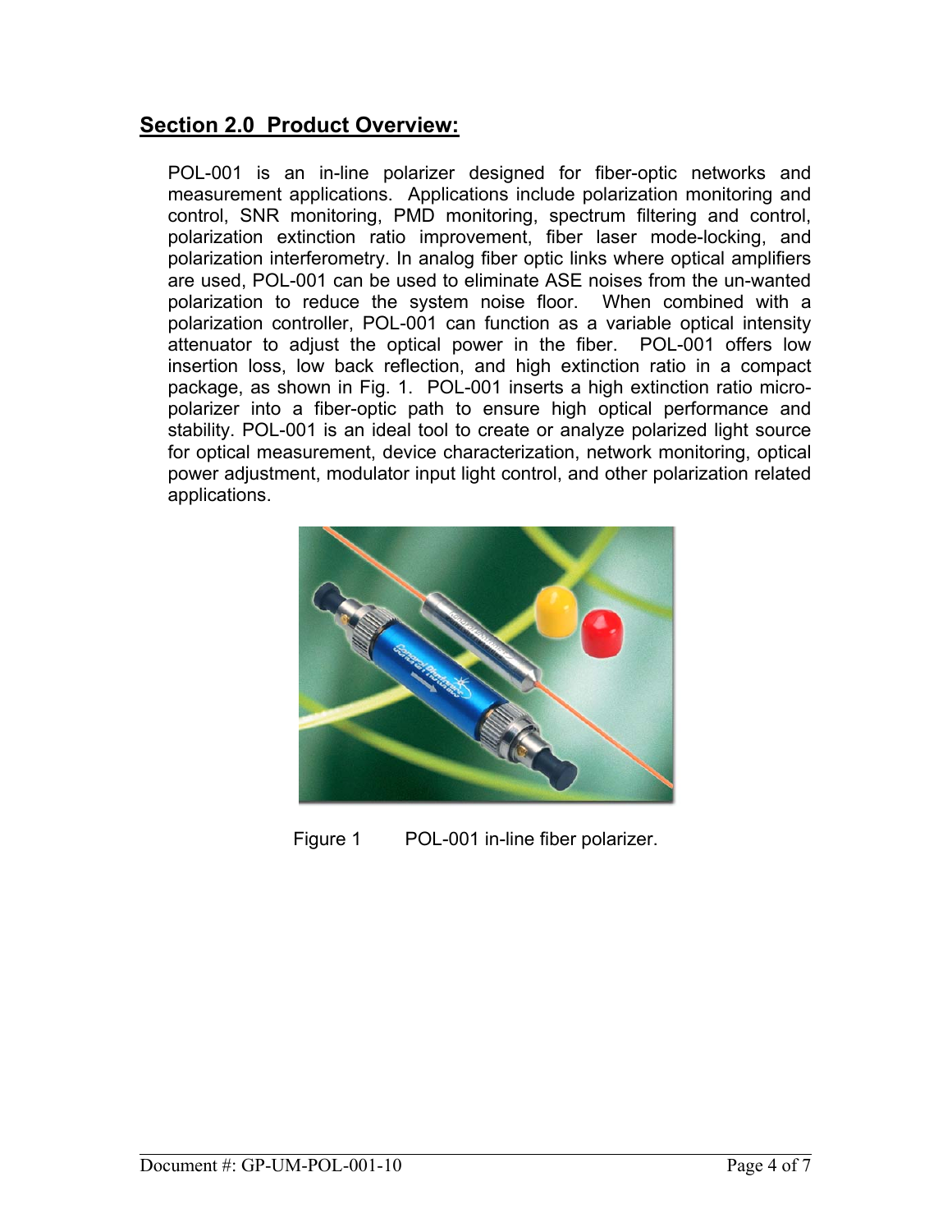## Section 2.0 Product Overview:

POL-001 is an in-line polarizer designed for fiber-optic networks and measurement applications. Applications include polarization monitoring and control, SNR monitoring, PMD monitoring, spectrum filtering and control, polarization extinction ratio improvement, fiber laser mode-locking, and polarization interferometry. In analog fiber optic links where optical amplifiers are used, POL-001 can be used to eliminate ASE noises from the un-wanted polarization to reduce the system noise floor. When combined with a polarization controller, POL-001 can function as a variable optical intensity attenuator to adjust the optical power in the fiber. POL-001 offers low insertion loss, low back reflection, and high extinction ratio in a compact package, as shown in Fig. 1. POL-001 inserts a high extinction ratio micro-polarizer into a fiber-optic path to ensure high optical performance and stability. POL-001 is an ideal tool to create or analyze polarized light source for optical measurement, device characterization, network monitoring, optical power adjustment, modulator input light control, and other polarization related applications.

Figure 1 POL-001 in-line fiber polarizer.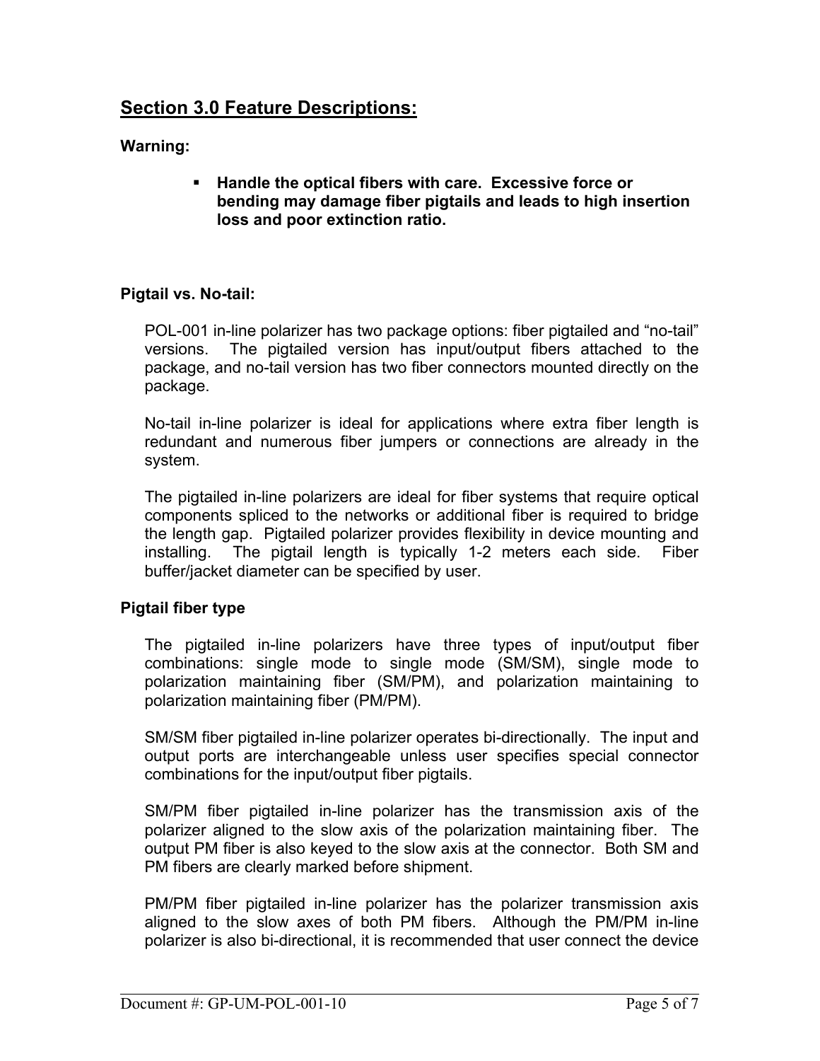## Section 3.0 Feature Descriptions:

**Warning:**

- **Handle the optical fibers with care. Excessive force or bending may damage fiber pigtails and leads to high insertion loss and poor extinction ratio.**

**Pigtail vs. No-tail:**

POL-001 in-line polarizer has two package options: fiber pigtailed and "no-tail" versions. The pigtailed version has input/output fibers attached to the package, and no-tail version has two fiber connectors mounted directly on the package.

No-tail in-line polarizer is ideal for applications where extra fiber length is redundant and numerous fiber jumpers or connections are already in the system.

The pigtailed in-line polarizers are ideal for fiber systems that require optical components spliced to the networks or additional fiber is required to bridge the length gap. Pigtailed polarizer provides flexibility in device mounting and installing. The pigtail length is typically 1-2 meters each side. Fiber buffer/jacket diameter can be specified by user.

**Pigtail fiber type**

The pigtailed in-line polarizers have three types of input/output fiber combinations: single mode to single mode (SM/SM), single mode to polarization maintaining fiber (SM/PM), and polarization maintaining to polarization maintaining fiber (PM/PM).

SM/SM fiber pigtailed in-line polarizer operates bi-directionally. The input and output ports are interchangeable unless user specifies special connector combinations for the input/output fiber pigtails.

SM/PM fiber pigtailed in-line polarizer has the transmission axis of the polarizer aligned to the slow axis of the polarization maintaining fiber. The output PM fiber is also keyed to the slow axis at the connector. Both SM and PM fibers are clearly marked before shipment.

PM/PM fiber pigtailed in-line polarizer has the polarizer transmission axis aligned to the slow axes of both PM fibers. Although the PM/PM in-line polarizer is also bi-directional, it is recommended that user connect the device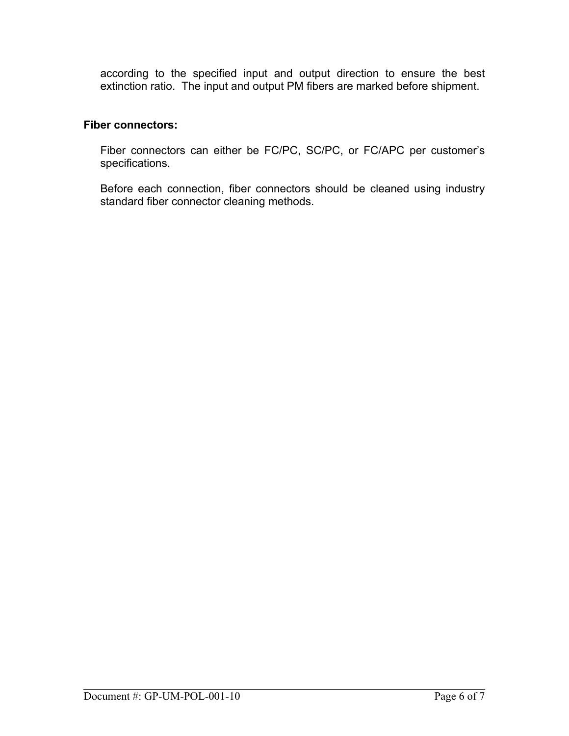according to the specified input and output direction to ensure the best extinction ratio. The input and output PM fibers are marked before shipment.

**Fiber connectors:**

Fiber connectors can either be FC/PC, SC/PC, or FC/APC per customer's specifications.

Before each connection, fiber connectors should be cleaned using industry standard fiber connector cleaning methods.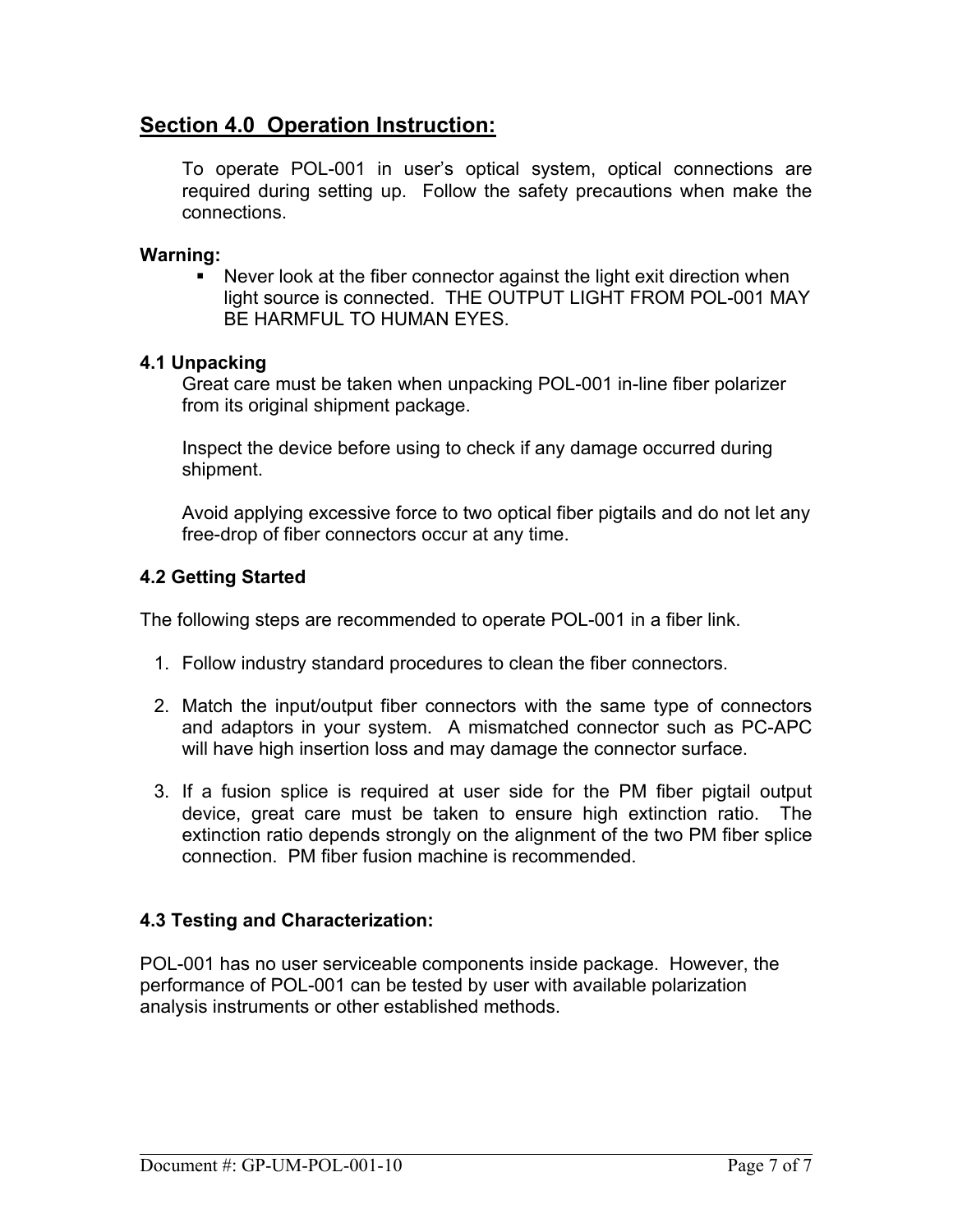## Section 4.0 Operation Instruction:

To operate POL-001 in user's optical system, optical connections are required during setting up. Follow the safety precautions when make the connections.

**Warning:**

- Never look at the fiber connector against the light exit direction when light source is connected. THE OUTPUT LIGHT FROM POL-001 MAY BE HARMFUL TO HUMAN EYES.

### 4.1 Unpacking

Great care must be taken when unpacking POL-001 in-line fiber polarizer from its original shipment package.

Inspect the device before using to check if any damage occurred during shipment.

Avoid applying excessive force to two optical fiber pigtails and do not let any free-drop of fiber connectors occur at any time.

### 4.2 Getting Started

The following steps are recommended to operate POL-001 in a fiber link.

1. Follow industry standard procedures to clean the fiber connectors.

2. Match the input/output fiber connectors with the same type of connectors and adaptors in your system. A mismatched connector such as PC-APC will have high insertion loss and may damage the connector surface.

3. If a fusion splice is required at user side for the PM fiber pigtail output device, great care must be taken to ensure high extinction ratio. The extinction ratio depends strongly on the alignment of the two PM fiber splice connection. PM fiber fusion machine is recommended.

### 4.3 Testing and Characterization:

POL-001 has no user serviceable components inside package. However, the performance of POL-001 can be tested by user with available polarization analysis instruments or other established methods.